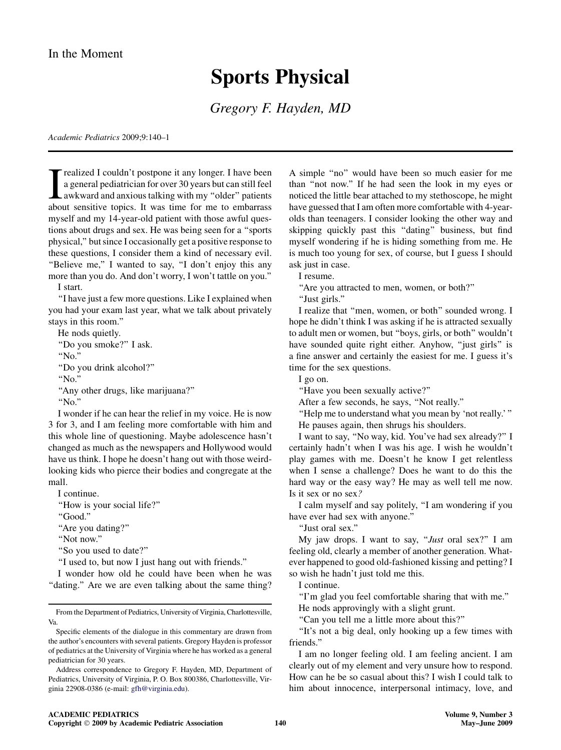In the Moment

# Sports Physical

*Gregory F. Hayden, MD*

*Academic Pediatrics* 2009;9:140–1

I realized I couldn't postpone it any longer. I have been a general pediatrician for over 30 years but can still feel awkward and anxious talking with my "older" patients about sensitive topics. It was time for me to embarrass myself and my 14-year-old patient with those awful questions about drugs and sex. He was being seen for a "sports physical," but since I occasionally get a positive response to these questions, I consider them a kind of necessary evil. "Believe me," I wanted to say, "I don't enjoy this any more than you do. And don't worry, I won't tattle on you."

I start.

"I have just a few more questions. Like I explained when you had your exam last year, what we talk about privately stays in this room."

He nods quietly.

"Do you smoke?" I ask.

"No."

"Do you drink alcohol?"

"No."

"Any other drugs, like marijuana?"

"No."

I wonder if he can hear the relief in my voice. He is now 3 for 3, and I am feeling more comfortable with him and this whole line of questioning. Maybe adolescence hasn't changed as much as the newspapers and Hollywood would have us think. I hope he doesn't hang out with those weird-looking kids who pierce their bodies and congregate at the mall.

I continue.

"How is your social life?"

"Good."

"Are you dating?"

"Not now."

"So you used to date?"

"I used to, but now I just hang out with friends."

I wonder how old he could have been when he was "dating." Are we are even talking about the same thing? A simple "no" would have been so much easier for me than "not now." If he had seen the look in my eyes or noticed the little bear attached to my stethoscope, he might have guessed that I am often more comfortable with 4-year-olds than teenagers. I consider looking the other way and skipping quickly past this "dating" business, but find myself wondering if he is hiding something from me. He is much too young for sex, of course, but I guess I should ask just in case.

I resume.

"Are you attracted to men, women, or both?"

"Just girls."

I realize that "men, women, or both" sounded wrong. I hope he didn't think I was asking if he is attracted sexually to adult men or women, but "boys, girls, or both" wouldn't have sounded quite right either. Anyhow, "just girls" is a fine answer and certainly the easiest for me. I guess it's time for the sex questions.

I go on.

"Have you been sexually active?"

After a few seconds, he says, "Not really."

"Help me to understand what you mean by 'not really.'"

He pauses again, then shrugs his shoulders.

I want to say, "No way, kid. You've had sex already?" I certainly hadn't when I was his age. I wish he wouldn't play games with me. Doesn't he know I get relentless when I sense a challenge? Does he want to do this the hard way or the easy way? He may as well tell me now. Is it sex or no sex*?*

I calm myself and say politely, "I am wondering if you have ever had sex with anyone."

"Just oral sex."

My jaw drops. I want to say, "*Just* oral sex?" I am feeling old, clearly a member of another generation. Whatever happened to good old-fashioned kissing and petting? I so wish he hadn't just told me this.

I continue.

"I'm glad you feel comfortable sharing that with me."

He nods approvingly with a slight grunt.

"Can you tell me a little more about this?"

"It's not a big deal, only hooking up a few times with friends."

I am no longer feeling old. I am feeling ancient. I am clearly out of my element and very unsure how to respond. How can he be so casual about this? I wish I could talk to him about innocence, interpersonal intimacy, love, and

---

From the Department of Pediatrics, University of Virginia, Charlottesville, Va.

Specific elements of the dialogue in this commentary are drawn from the author's encounters with several patients. Gregory Hayden is professor of pediatrics at the University of Virginia where he has worked as a general pediatrician for 30 years.

Address correspondence to Gregory F. Hayden, MD, Department of Pediatrics, University of Virginia, P. O. Box 800386, Charlottesville, Virginia 22908-0386 (e-mail: gfh@virginia.edu).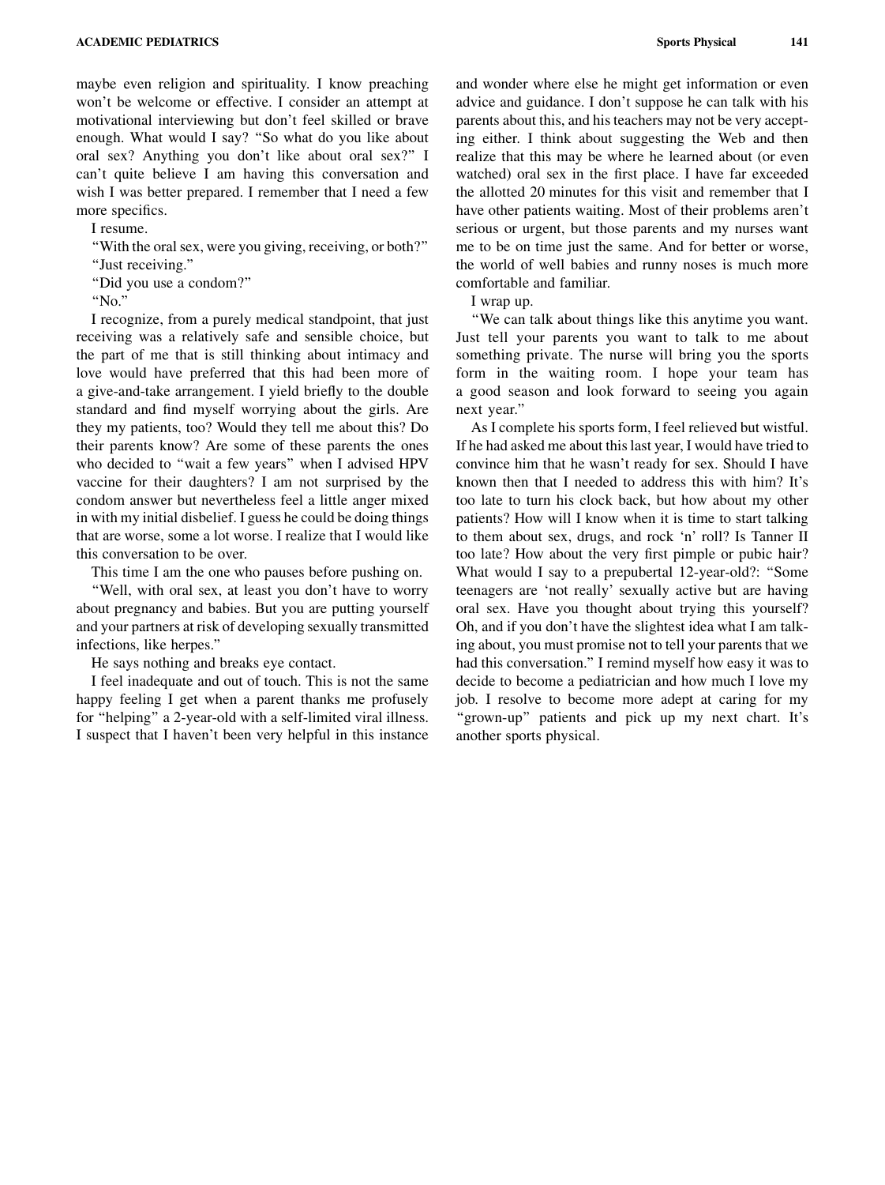maybe even religion and spirituality. I know preaching won't be welcome or effective. I consider an attempt at motivational interviewing but don't feel skilled or brave enough. What would I say? "So what do you like about oral sex? Anything you don't like about oral sex?" I can't quite believe I am having this conversation and wish I was better prepared. I remember that I need a few more specifics.

I resume.

"With the oral sex, were you giving, receiving, or both?"

"Just receiving."

"Did you use a condom?"

"No."

I recognize, from a purely medical standpoint, that just receiving was a relatively safe and sensible choice, but the part of me that is still thinking about intimacy and love would have preferred that this had been more of a give-and-take arrangement. I yield briefly to the double standard and find myself worrying about the girls. Are they my patients, too? Would they tell me about this? Do their parents know? Are some of these parents the ones who decided to "wait a few years" when I advised HPV vaccine for their daughters? I am not surprised by the condom answer but nevertheless feel a little anger mixed in with my initial disbelief. I guess he could be doing things that are worse, some a lot worse. I realize that I would like this conversation to be over.

This time I am the one who pauses before pushing on.

"Well, with oral sex, at least you don't have to worry about pregnancy and babies. But you are putting yourself and your partners at risk of developing sexually transmitted infections, like herpes."

He says nothing and breaks eye contact.

I feel inadequate and out of touch. This is not the same happy feeling I get when a parent thanks me profusely for "helping" a 2-year-old with a self-limited viral illness. I suspect that I haven't been very helpful in this instance and wonder where else he might get information or even advice and guidance. I don't suppose he can talk with his parents about this, and his teachers may not be very accepting either. I think about suggesting the Web and then realize that this may be where he learned about (or even watched) oral sex in the first place. I have far exceeded the allotted 20 minutes for this visit and remember that I have other patients waiting. Most of their problems aren't serious or urgent, but those parents and my nurses want me to be on time just the same. And for better or worse, the world of well babies and runny noses is much more comfortable and familiar.

I wrap up.

"We can talk about things like this anytime you want. Just tell your parents you want to talk to me about something private. The nurse will bring you the sports form in the waiting room. I hope your team has a good season and look forward to seeing you again next year."

As I complete his sports form, I feel relieved but wistful. If he had asked me about this last year, I would have tried to convince him that he wasn't ready for sex. Should I have known then that I needed to address this with him? It's too late to turn his clock back, but how about my other patients? How will I know when it is time to start talking to them about sex, drugs, and rock 'n' roll? Is Tanner II too late? How about the very first pimple or pubic hair? What would I say to a prepubertal 12-year-old?: "Some teenagers are 'not really' sexually active but are having oral sex. Have you thought about trying this yourself? Oh, and if you don't have the slightest idea what I am talking about, you must promise not to tell your parents that we had this conversation." I remind myself how easy it was to decide to become a pediatrician and how much I love my job. I resolve to become more adept at caring for my "grown-up" patients and pick up my next chart. It's another sports physical.